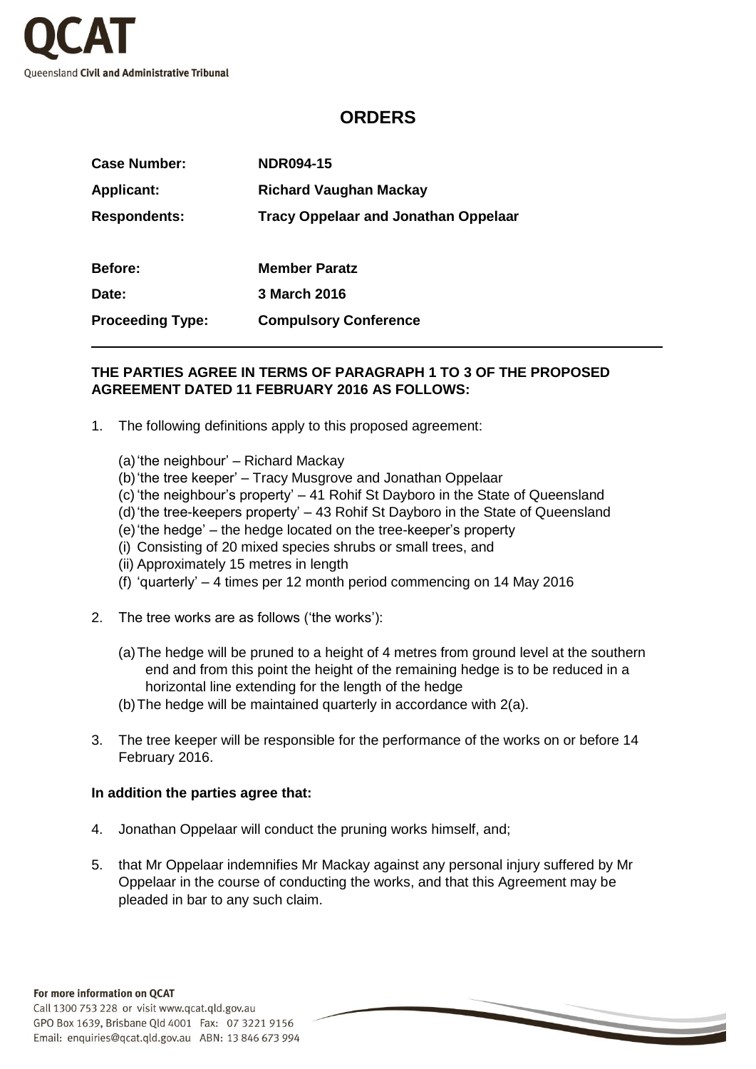QCAT
Queensland **Civil and Administrative Tribunal**

# ORDERS

| | |
|---|---|
| **Case Number:** | **NDR094-15** |
| **Applicant:** | **Richard Vaughan Mackay** |
| **Respondents:** | **Tracy Oppelaar and Jonathan Oppelaar** |
| **Before:** | **Member Paratz** |
| **Date:** | **3 March 2016** |
| **Proceeding Type:** | **Compulsory Conference** |

**THE PARTIES AGREE IN TERMS OF PARAGRAPH 1 TO 3 OF THE PROPOSED AGREEMENT DATED 11 FEBRUARY 2016 AS FOLLOWS:**

1. The following definitions apply to this proposed agreement:

   (a) 'the neighbour' – Richard Mackay
   (b) 'the tree keeper' – Tracy Musgrove and Jonathan Oppelaar
   (c) 'the neighbour's property' – 41 Rohif St Dayboro in the State of Queensland
   (d) 'the tree-keepers property' – 43 Rohif St Dayboro in the State of Queensland
   (e) 'the hedge' – the hedge located on the tree-keeper's property
   (i) Consisting of 20 mixed species shrubs or small trees, and
   (ii) Approximately 15 metres in length
   (f) 'quarterly' – 4 times per 12 month period commencing on 14 May 2016

2. The tree works are as follows ('the works'):

   (a) The hedge will be pruned to a height of 4 metres from ground level at the southern end and from this point the height of the remaining hedge is to be reduced in a horizontal line extending for the length of the hedge
   (b) The hedge will be maintained quarterly in accordance with 2(a).

3. The tree keeper will be responsible for the performance of the works on or before 14 February 2016.

**In addition the parties agree that:**

4. Jonathan Oppelaar will conduct the pruning works himself, and;

5. that Mr Oppelaar indemnifies Mr Mackay against any personal injury suffered by Mr Oppelaar in the course of conducting the works, and that this Agreement may be pleaded in bar to any such claim.

**For more information on QCAT**
Call 1300 753 228 or visit www.qcat.qld.gov.au
GPO Box 1639, Brisbane Qld 4001 Fax: 07 3221 9156
Email: enquiries@qcat.qld.gov.au ABN: 13 846 673 994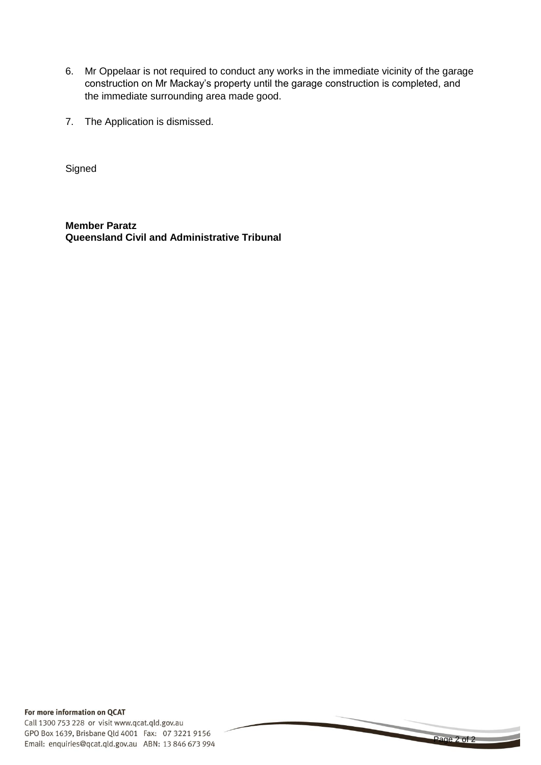6. Mr Oppelaar is not required to conduct any works in the immediate vicinity of the garage construction on Mr Mackay's property until the garage construction is completed, and the immediate surrounding area made good.

7. The Application is dismissed.

Signed

**Member Paratz**
**Queensland Civil and Administrative Tribunal**